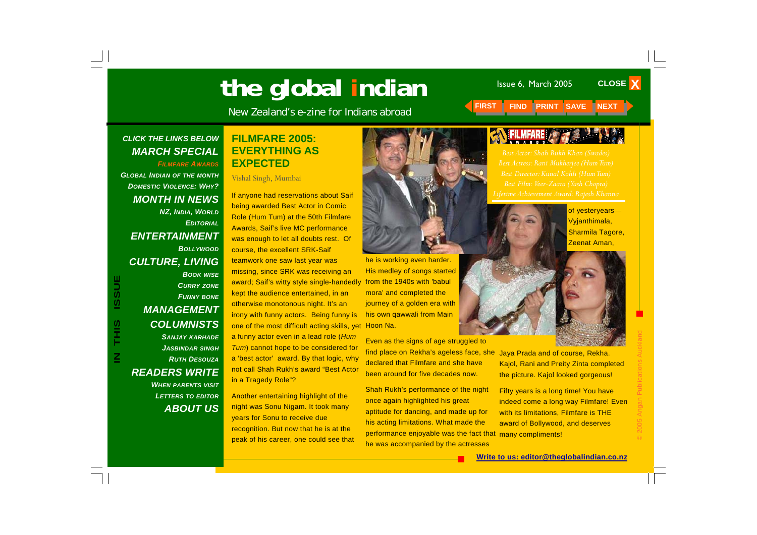# the global indian

New Zealand's e-zine for Indians abroad

Issue 6, March 2005

CLOSE X

FIRST FIND PRINT SAVE NEXT

*CLICK THE LINKS BELOW*

**IN THIS ISSUE**

***MARCH SPECIAL***

*FILMFARE AWARDS*

*GLOBAL INDIAN OF THE MONTH*

*DOMESTIC VIOLENCE: WHY?*

***MONTH IN NEWS***

*NZ, INDIA, WORLD*

*EDITORIAL*

***ENTERTAINMENT***

*BOLLYWOOD*

***CULTURE, LIVING***

*BOOK WISE*

*CURRY ZONE*

*FUNNY BONE*

***MANAGEMENT***

***COLUMNISTS***

*SANJAY KARHADE*

*JASBINDAR SINGH*

*RUTH DESOUZA*

***READERS WRITE***

*WHEN PARENTS VISIT*

*LETTERS TO EDITOR*

***ABOUT US***

## FILMFARE 2005: EVERYTHING AS EXPECTED

Vishal Singh, Mumbai

If anyone had reservations about Saif being awarded Best Actor in Comic Role (Hum Tum) at the 50th Filmfare Awards, Saif's live MC performance was enough to let all doubts rest. Of course, the excellent SRK-Saif teamwork one saw last year was missing, since SRK was receiving an award; Saif's witty style single-handedly kept the audience entertained, in an otherwise monotonous night. It's an irony with funny actors. Being funny is one of the most difficult acting skills, yet a funny actor even in a lead role (*Hum Tum*) cannot hope to be considered for a 'best actor' award. By that logic, why not call Shah Rukh's award "Best Actor in a Tragedy Role"?

Another entertaining highlight of the night was Sonu Nigam. It took many years for Sonu to receive due recognition. But now that he is at the peak of his career, one could see that he is working even harder. His medley of songs started from the 1940s with 'babul mora' and completed the journey of a golden era with his own qawwali from Main Hoon Na.

Even as the signs of age struggled to find place on Rekha's ageless face, she declared that Filmfare and she have been around for five decades now.

Shah Rukh's performance of the night once again highlighted his great aptitude for dancing, and made up for his acting limitations. What made the performance enjoyable was the fact that he was accompanied by the actresses of yesteryears—Vyjanthimala, Sharmila Tagore, Zeenat Aman, Jaya Prada and of course, Rekha. Kajol, Rani and Preity Zinta completed the picture. Kajol looked gorgeous!

Fifty years is a long time! You have indeed come a long way Filmfare! Even with its limitations, Filmfare is THE award of Bollywood, and deserves many compliments!

*Best Actor: Shah Rukh Khan (Swades)*
*Best Actress: Rani Mukherjee (Hum Tum)*
*Best Director: Kunal Kohli (Hum Tum)*
*Best Film: Veer-Zaara (Yash Chopra)*
*Lifetime Achievement Award: Rajesh Khanna*

**Write to us: editor@theglobalindian.co.nz**

© 2005 Angan Publications Auckland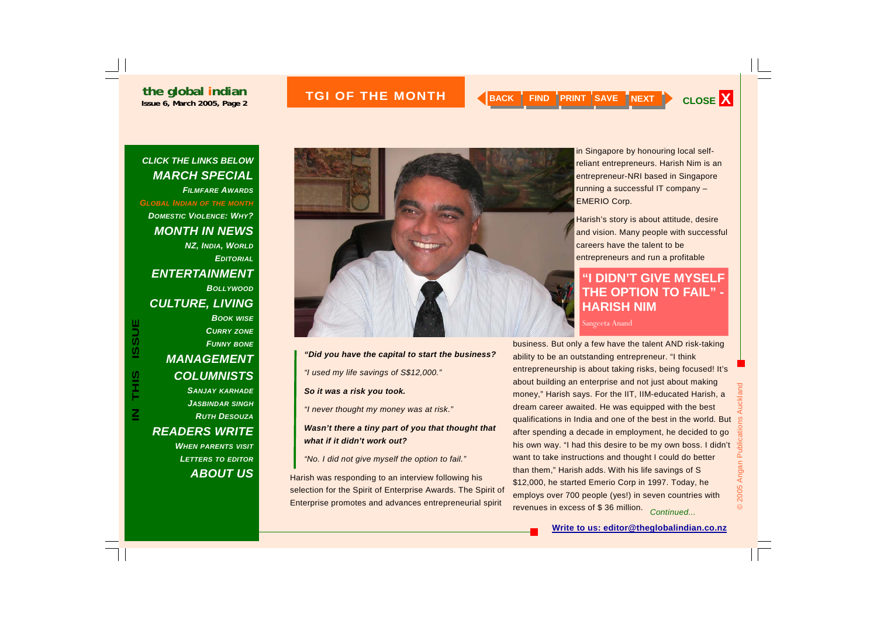TGI OF THE MONTH

CLICK THE LINKS BELOW

MARCH SPECIAL
- Filmfare Awards
- Global Indian of the Month
- Domestic Violence: Why?

MONTH IN NEWS
- NZ, India, World
- Editorial

ENTERTAINMENT
- Bollywood

CULTURE, LIVING
- Book wise
- Curry zone
- Funny bone

MANAGEMENT

COLUMNISTS
- Sanjay Karhade
- Jasbindar Singh
- Ruth Desouza

READERS WRITE
- When parents visit
- Letters to editor

ABOUT US

IN THIS ISSUE

## "I DIDN'T GIVE MYSELF THE OPTION TO FAIL" - HARISH NIM

Sangeeta Anand

***"Did you have the capital to start the business?***

*"I used my life savings of S$12,000."*

***So it was a risk you took.***

*"I never thought my money was at risk."*

***Wasn't there a tiny part of you that thought that what if it didn't work out?***

*"No. I did not give myself the option to fail."*

Harish was responding to an interview following his selection for the Spirit of Enterprise Awards. The Spirit of Enterprise promotes and advances entrepreneurial spirit in Singapore by honouring local self-reliant entrepreneurs. Harish Nim is an entrepreneur-NRI based in Singapore running a successful IT company – EMERIO Corp.

Harish's story is about attitude, desire and vision. Many people with successful careers have the talent to be entrepreneurs and run a profitable business. But only a few have the talent AND risk-taking ability to be an outstanding entrepreneur. "I think entrepreneurship is about taking risks, being focused! It's about building an enterprise and not just about making money," Harish says. For the IIT, IIM-educated Harish, a dream career awaited. He was equipped with the best qualifications in India and one of the best in the world. But after spending a decade in employment, he decided to go his own way. "I had this desire to be my own boss. I didn't want to take instructions and thought I could do better than them," Harish adds. With his life savings of S $12,000, he started Emerio Corp in 1997. Today, he employs over 700 people (yes!) in seven countries with revenues in excess of $ 36 million. *Continued...*

Write to us: editor@theglobalindian.co.nz

© 2005 Angan Publications Auckland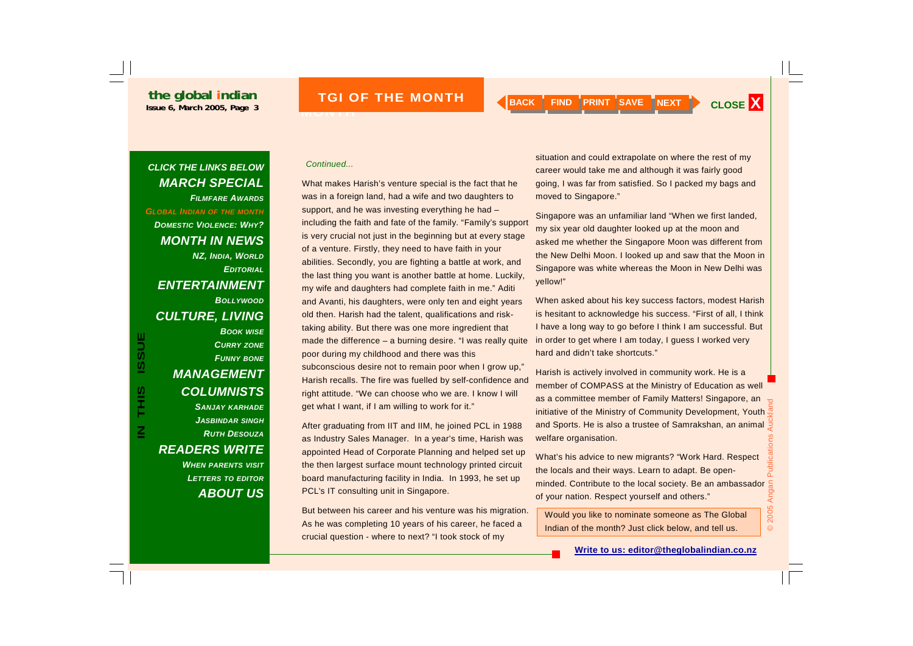## TGI OF THE MONTH

*Continued...*

What makes Harish's venture special is the fact that he was in a foreign land, had a wife and two daughters to support, and he was investing everything he had – including the faith and fate of the family. "Family's support is very crucial not just in the beginning but at every stage of a venture. Firstly, they need to have faith in your abilities. Secondly, you are fighting a battle at work, and the last thing you want is another battle at home. Luckily, my wife and daughters had complete faith in me." Aditi and Avanti, his daughters, were only ten and eight years old then. Harish had the talent, qualifications and risk-taking ability. But there was one more ingredient that made the difference – a burning desire. "I was really quite poor during my childhood and there was this subconscious desire not to remain poor when I grow up," Harish recalls. The fire was fuelled by self-confidence and right attitude. "We can choose who we are. I know I will get what I want, if I am willing to work for it."

After graduating from IIT and IIM, he joined PCL in 1988 as Industry Sales Manager. In a year's time, Harish was appointed Head of Corporate Planning and helped set up the then largest surface mount technology printed circuit board manufacturing facility in India. In 1993, he set up PCL's IT consulting unit in Singapore.

But between his career and his venture was his migration. As he was completing 10 years of his career, he faced a crucial question - where to next? "I took stock of my situation and could extrapolate on where the rest of my career would take me and although it was fairly good going, I was far from satisfied. So I packed my bags and moved to Singapore."

Singapore was an unfamiliar land "When we first landed, my six year old daughter looked up at the moon and asked me whether the Singapore Moon was different from the New Delhi Moon. I looked up and saw that the Moon in Singapore was white whereas the Moon in New Delhi was yellow!"

When asked about his key success factors, modest Harish is hesitant to acknowledge his success. "First of all, I think I have a long way to go before I think I am successful. But in order to get where I am today, I guess I worked very hard and didn't take shortcuts."

Harish is actively involved in community work. He is a member of COMPASS at the Ministry of Education as well as a committee member of Family Matters! Singapore, an initiative of the Ministry of Community Development, Youth and Sports. He is also a trustee of Samrakshan, an animal welfare organisation.

What's his advice to new migrants? "Work Hard. Respect the locals and their ways. Learn to adapt. Be open-minded. Contribute to the local society. Be an ambassador of your nation. Respect yourself and others."

Would you like to nominate someone as The Global Indian of the month? Just click below, and tell us.

**Write to us: editor@theglobalindian.co.nz**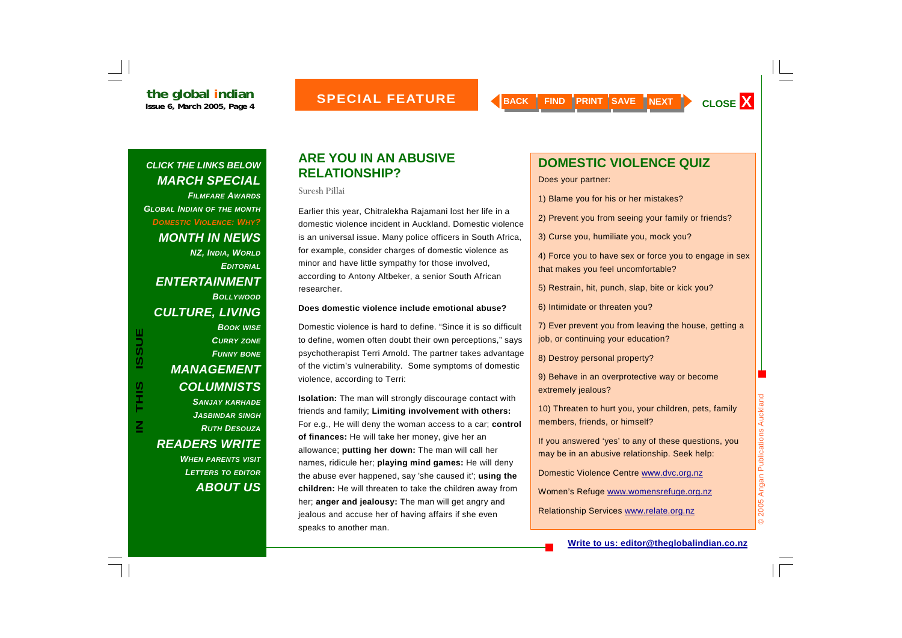## ARE YOU IN AN ABUSIVE RELATIONSHIP?

Suresh Pillai

Earlier this year, Chitralekha Rajamani lost her life in a domestic violence incident in Auckland. Domestic violence is an universal issue. Many police officers in South Africa, for example, consider charges of domestic violence as minor and have little sympathy for those involved, according to Antony Altbeker, a senior South African researcher.

**Does domestic violence include emotional abuse?**

Domestic violence is hard to define. "Since it is so difficult to define, women often doubt their own perceptions," says psychotherapist Terri Arnold. The partner takes advantage of the victim's vulnerability. Some symptoms of domestic violence, according to Terri:

**Isolation:** The man will strongly discourage contact with friends and family; **Limiting involvement with others:** For e.g., He will deny the woman access to a car; **control of finances:** He will take her money, give her an allowance; **putting her down:** The man will call her names, ridicule her; **playing mind games:** He will deny the abuse ever happened, say 'she caused it'; **using the children:** He will threaten to take the children away from her; **anger and jealousy:** The man will get angry and jealous and accuse her of having affairs if she even speaks to another man.

## DOMESTIC VIOLENCE QUIZ

Does your partner:

1) Blame you for his or her mistakes?

2) Prevent you from seeing your family or friends?

3) Curse you, humiliate you, mock you?

4) Force you to have sex or force you to engage in sex that makes you feel uncomfortable?

5) Restrain, hit, punch, slap, bite or kick you?

6) Intimidate or threaten you?

7) Ever prevent you from leaving the house, getting a job, or continuing your education?

8) Destroy personal property?

9) Behave in an overprotective way or become extremely jealous?

10) Threaten to hurt you, your children, pets, family members, friends, or himself?

If you answered 'yes' to any of these questions, you may be in an abusive relationship. Seek help:

Domestic Violence Centre www.dvc.org.nz

Women's Refuge www.womensrefuge.org.nz

Relationship Services www.relate.org.nz

**Write to us: editor@theglobalindian.co.nz**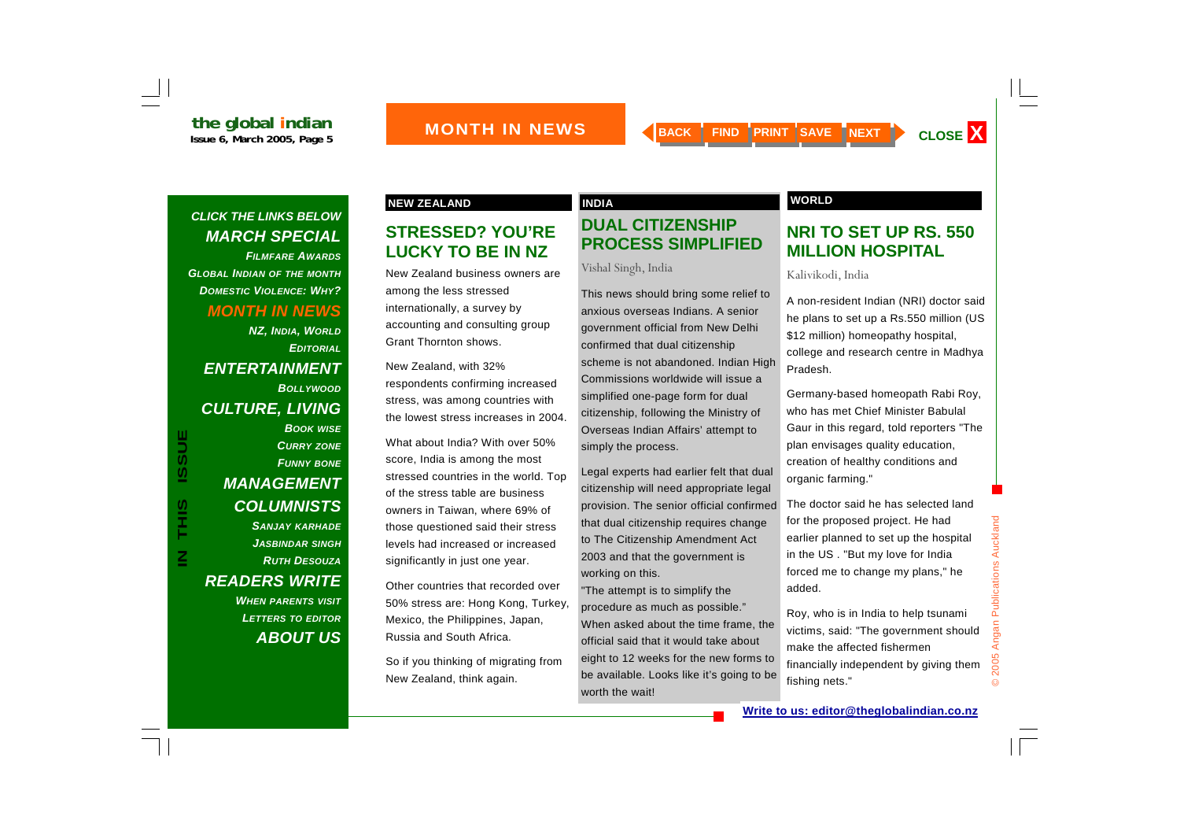## NEW ZEALAND

### STRESSED? YOU'RE LUCKY TO BE IN NZ

New Zealand business owners are among the less stressed internationally, a survey by accounting and consulting group Grant Thornton shows.

New Zealand, with 32% respondents confirming increased stress, was among countries with the lowest stress increases in 2004.

What about India? With over 50% score, India is among the most stressed countries in the world. Top of the stress table are business owners in Taiwan, where 69% of those questioned said their stress levels had increased or increased significantly in just one year.

Other countries that recorded over 50% stress are: Hong Kong, Turkey, Mexico, the Philippines, Japan, Russia and South Africa.

So if you thinking of migrating from New Zealand, think again.

## INDIA

### DUAL CITIZENSHIP PROCESS SIMPLIFIED

Vishal Singh, India

This news should bring some relief to anxious overseas Indians. A senior government official from New Delhi confirmed that dual citizenship scheme is not abandoned. Indian High Commissions worldwide will issue a simplified one-page form for dual citizenship, following the Ministry of Overseas Indian Affairs' attempt to simply the process.

Legal experts had earlier felt that dual citizenship will need appropriate legal provision. The senior official confirmed that dual citizenship requires change to The Citizenship Amendment Act 2003 and that the government is working on this.

"The attempt is to simplify the procedure as much as possible." When asked about the time frame, the official said that it would take about eight to 12 weeks for the new forms to be available. Looks like it's going to be worth the wait!

## WORLD

### NRI TO SET UP RS. 550 MILLION HOSPITAL

Kalivikodi, India

A non-resident Indian (NRI) doctor said he plans to set up a Rs.550 million (US $12 million) homeopathy hospital, college and research centre in Madhya Pradesh.

Germany-based homeopath Rabi Roy, who has met Chief Minister Babulal Gaur in this regard, told reporters "The plan envisages quality education, creation of healthy conditions and organic farming."

The doctor said he has selected land for the proposed project. He had earlier planned to set up the hospital in the US . "But my love for India forced me to change my plans," he added.

Roy, who is in India to help tsunami victims, said: "The government should make the affected fishermen financially independent by giving them fishing nets."

Write to us: editor@theglobalindian.co.nz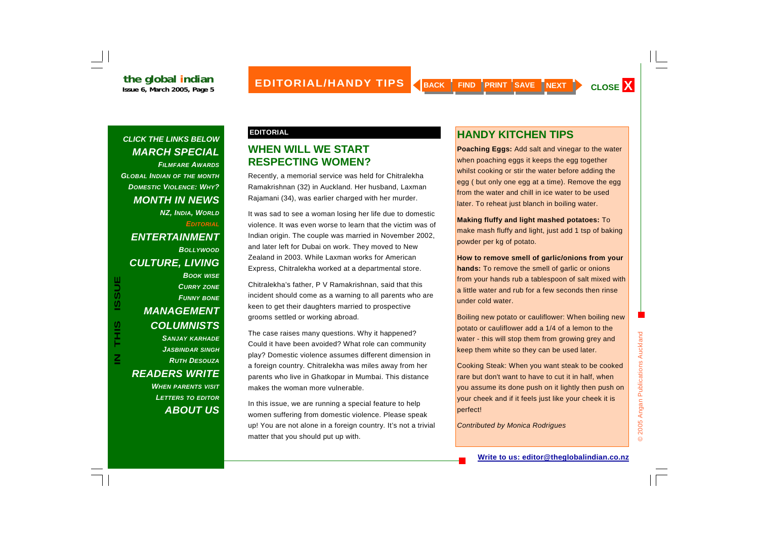## EDITORIAL

# WHEN WILL WE START RESPECTING WOMEN?

Recently, a memorial service was held for Chitralekha Ramakrishnan (32) in Auckland. Her husband, Laxman Rajamani (34), was earlier charged with her murder.

It was sad to see a woman losing her life due to domestic violence. It was even worse to learn that the victim was of Indian origin. The couple was married in November 2002, and later left for Dubai on work. They moved to New Zealand in 2003. While Laxman works for American Express, Chitralekha worked at a departmental store.

Chitralekha's father, P V Ramakrishnan, said that this incident should come as a warning to all parents who are keen to get their daughters married to prospective grooms settled or working abroad.

The case raises many questions. Why it happened? Could it have been avoided? What role can community play? Domestic violence assumes different dimension in a foreign country. Chitralekha was miles away from her parents who live in Ghatkopar in Mumbai. This distance makes the woman more vulnerable.

In this issue, we are running a special feature to help women suffering from domestic violence. Please speak up! You are not alone in a foreign country. It's not a trivial matter that you should put up with.

# HANDY KITCHEN TIPS

**Poaching Eggs:** Add salt and vinegar to the water when poaching eggs it keeps the egg together whilst cooking or stir the water before adding the egg ( but only one egg at a time). Remove the egg from the water and chill in ice water to be used later. To reheat just blanch in boiling water.

**Making fluffy and light mashed potatoes:** To make mash fluffy and light, just add 1 tsp of baking powder per kg of potato.

**How to remove smell of garlic/onions from your hands:** To remove the smell of garlic or onions from your hands rub a tablespoon of salt mixed with a little water and rub for a few seconds then rinse under cold water.

Boiling new potato or cauliflower: When boiling new potato or cauliflower add a 1/4 of a lemon to the water - this will stop them from growing grey and keep them white so they can be used later.

Cooking Steak: When you want steak to be cooked rare but don't want to have to cut it in half, when you assume its done push on it lightly then push on your cheek and if it feels just like your cheek it is perfect!

*Contributed by Monica Rodrigues*

**Write to us: editor@theglobalindian.co.nz**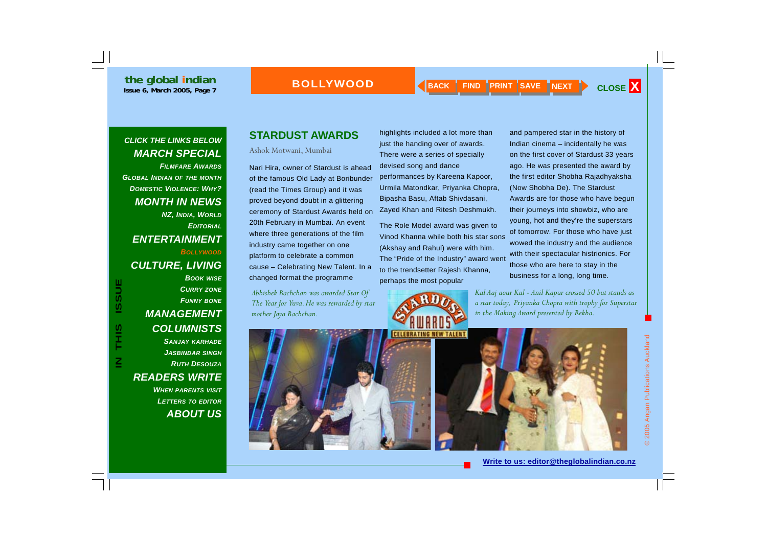## STARDUST AWARDS

Ashok Motwani, Mumbai

Nari Hira, owner of Stardust is ahead of the famous Old Lady at Boribunder (read the Times Group) and it was proved beyond doubt in a glittering ceremony of Stardust Awards held on 20th February in Mumbai. An event where three generations of the film industry came together on one platform to celebrate a common cause – Celebrating New Talent. In a changed format the programme highlights included a lot more than just the handing over of awards. There were a series of specially devised song and dance performances by Kareena Kapoor, Urmila Matondkar, Priyanka Chopra, Bipasha Basu, Aftab Shivdasani, Zayed Khan and Ritesh Deshmukh.

The Role Model award was given to Vinod Khanna while both his star sons (Akshay and Rahul) were with him. The "Pride of the Industry" award went to the trendsetter Rajesh Khanna, perhaps the most popular and pampered star in the history of Indian cinema – incidentally he was on the first cover of Stardust 33 years ago. He was presented the award by the first editor Shobha Rajadhyaksha (Now Shobha De). The Stardust Awards are for those who have begun their journeys into showbiz, who are young, hot and they're the superstars of tomorrow. For those who have just wowed the industry and the audience with their spectacular histrionics. For those who are here to stay in the business for a long, long time.

*Abhishek Bachchan was awarded Star Of The Year for Yuva. He was rewarded by star mother Jaya Bachchan.*

*Kal Aaj aour Kal - Anil Kapur crossed 50 but stands as a star today, Priyanka Chopra with trophy for Superstar in the Making Award presented by Rekha.*

Write to us: editor@theglobalindian.co.nz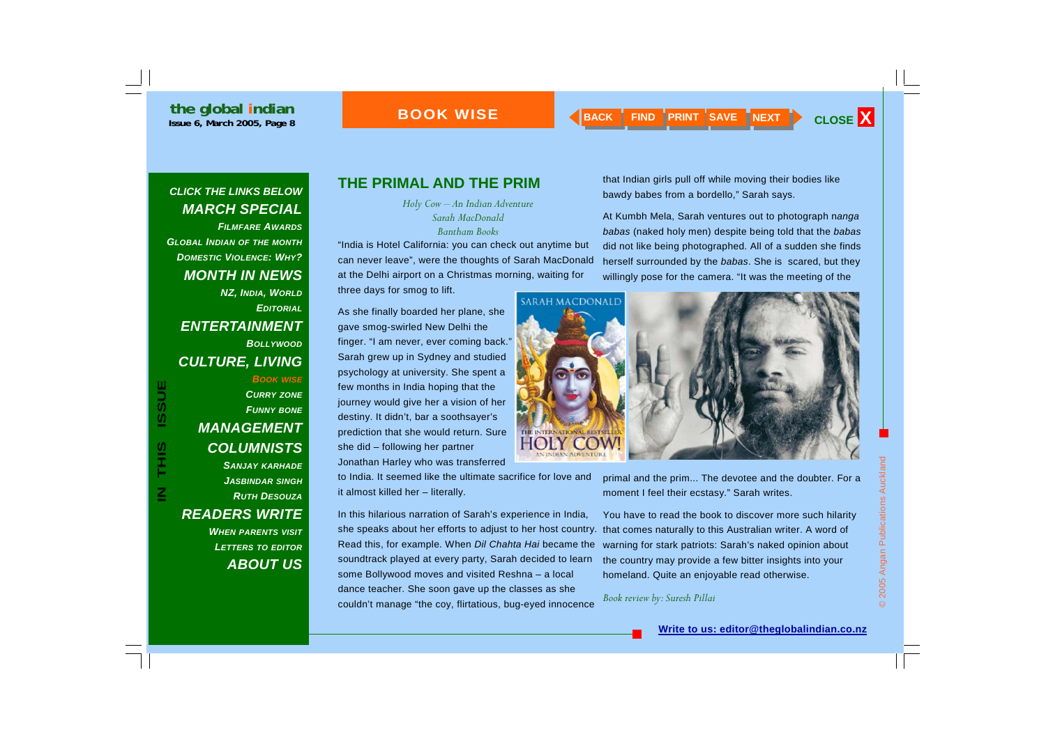## THE PRIMAL AND THE PRIM

*Holy Cow – An Indian Adventure*
*Sarah MacDonald*
*Bantham Books*

"India is Hotel California: you can check out anytime but can never leave", were the thoughts of Sarah MacDonald at the Delhi airport on a Christmas morning, waiting for three days for smog to lift.

As she finally boarded her plane, she gave smog-swirled New Delhi the finger. "I am never, ever coming back." Sarah grew up in Sydney and studied psychology at university. She spent a few months in India hoping that the journey would give her a vision of her destiny. It didn't, bar a soothsayer's prediction that she would return. Sure she did – following her partner Jonathan Harley who was transferred to India. It seemed like the ultimate sacrifice for love and it almost killed her – literally.

In this hilarious narration of Sarah's experience in India, she speaks about her efforts to adjust to her host country. Read this, for example. When *Dil Chahta Hai* became the soundtrack played at every party, Sarah decided to learn some Bollywood moves and visited Reshna – a local dance teacher. She soon gave up the classes as she couldn't manage "the coy, flirtatious, bug-eyed innocence that Indian girls pull off while moving their bodies like bawdy babes from a bordello," Sarah says.

At Kumbh Mela, Sarah ventures out to photograph n*anga babas* (naked holy men) despite being told that the *babas* did not like being photographed. All of a sudden she finds herself surrounded by the *babas*. She is scared, but they willingly pose for the camera. "It was the meeting of the primal and the prim... The devotee and the doubter. For a moment I feel their ecstasy." Sarah writes.

You have to read the book to discover more such hilarity that comes naturally to this Australian writer. A word of warning for stark patriots: Sarah's naked opinion about the country may provide a few bitter insights into your homeland. Quite an enjoyable read otherwise.

*Book review by: Suresh Pillai*

**Write to us: editor@theglobalindian.co.nz**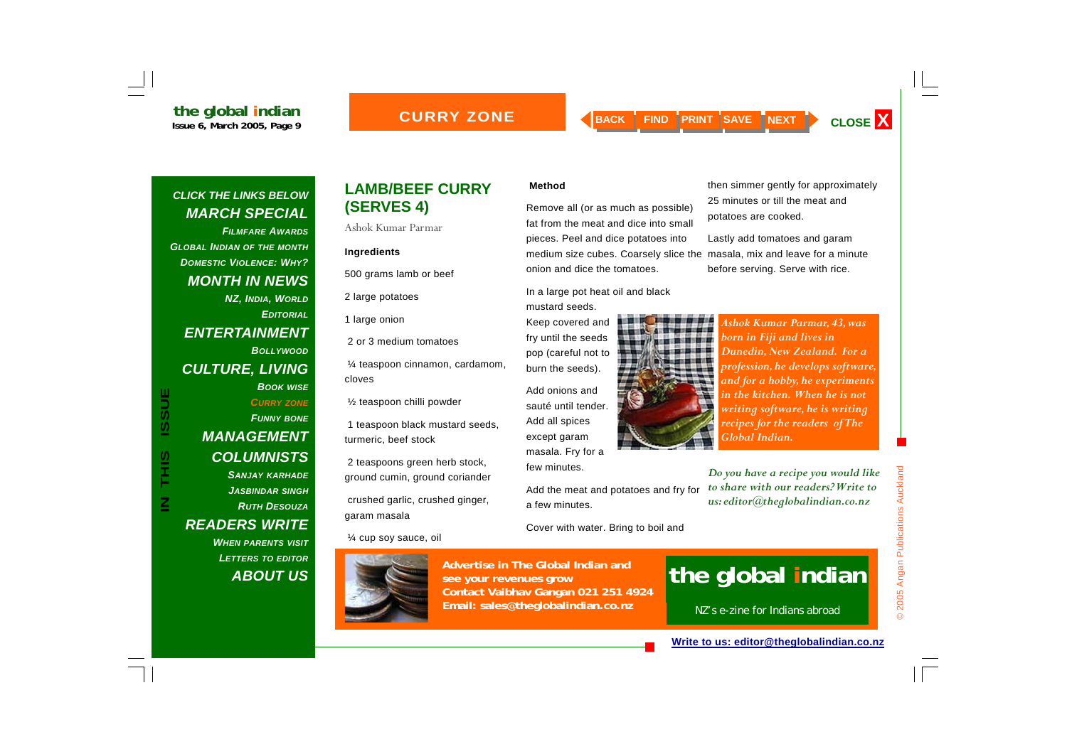## LAMB/BEEF CURRY (SERVES 4)

Ashok Kumar Parmar

**Ingredients**

500 grams lamb or beef

2 large potatoes

1 large onion

2 or 3 medium tomatoes

¼ teaspoon cinnamon, cardamom, cloves

½ teaspoon chilli powder

1 teaspoon black mustard seeds, turmeric, beef stock

2 teaspoons green herb stock, ground cumin, ground coriander

crushed garlic, crushed ginger, garam masala

¼ cup soy sauce, oil

**Method**

Remove all (or as much as possible) fat from the meat and dice into small pieces. Peel and dice potatoes into medium size cubes. Coarsely slice the onion and dice the tomatoes.

In a large pot heat oil and black mustard seeds. Keep covered and fry until the seeds pop (careful not to burn the seeds).

Add onions and sauté until tender. Add all spices except garam masala. Fry for a few minutes.

Add the meat and potatoes and fry for a few minutes.

Cover with water. Bring to boil and then simmer gently for approximately 25 minutes or till the meat and potatoes are cooked.

Lastly add tomatoes and garam masala, mix and leave for a minute before serving. Serve with rice.

*Ashok Kumar Parmar, 43, was born in Fiji and lives in Dunedin, New Zealand. For a profession, he develops software, and for a hobby, he experiments in the kitchen. When he is not writing software, he is writing recipes for the readers of The Global Indian.*

*Do you have a recipe you would like to share with our readers? Write to us: editor@theglobalindian.co.nz*

**Advertise in The Global Indian and see your revenues grow**
**Contact Vaibhav Gangan 021 251 4924**
**Email: sales@theglobalindian.co.nz**

**the global indian**
NZ's e-zine for Indians abroad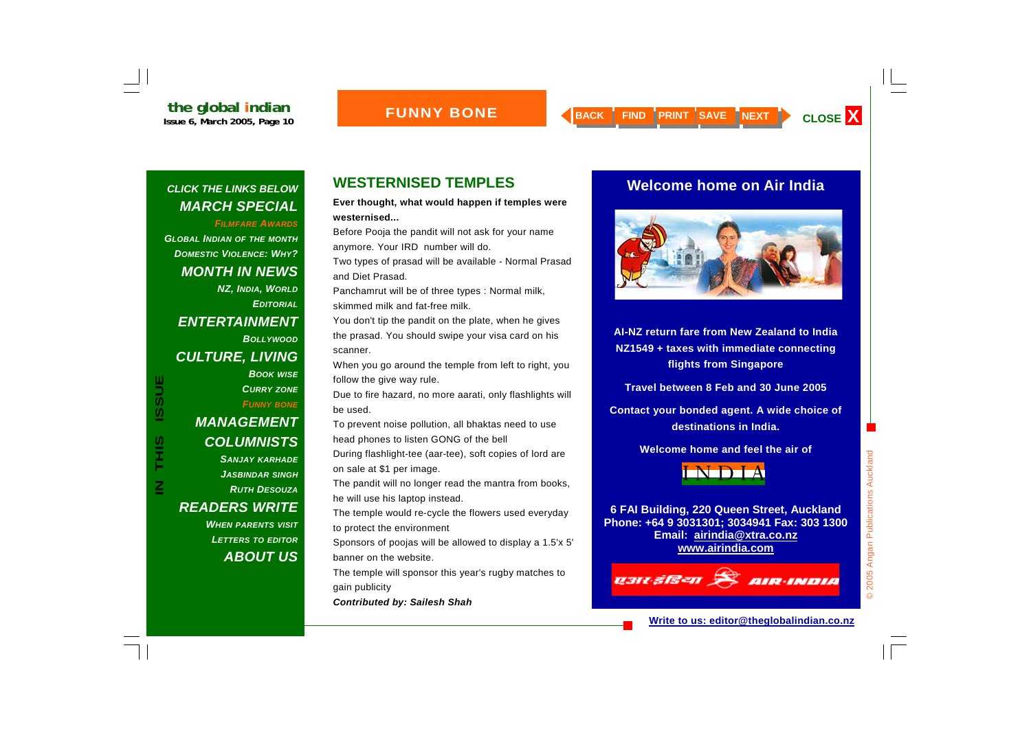## FUNNY BONE

**CLICK THE LINKS BELOW**

***MARCH SPECIAL***
- *FILMFARE AWARDS*
- *GLOBAL INDIAN OF THE MONTH*
- *DOMESTIC VIOLENCE: WHY?*

***MONTH IN NEWS***
- *NZ, INDIA, WORLD*
- *EDITORIAL*

***ENTERTAINMENT***
- *BOLLYWOOD*

***CULTURE, LIVING***
- *BOOK WISE*
- *CURRY ZONE*
- *FUNNY BONE*

***MANAGEMENT***

***COLUMNISTS***
- *SANJAY KARHADE*
- *JASBINDAR SINGH*
- *RUTH DESOUZA*

***READERS WRITE***
- *WHEN PARENTS VISIT*
- *LETTERS TO EDITOR*

***ABOUT US***

**IN THIS ISSUE**

# WESTERNISED TEMPLES

**Ever thought, what would happen if temples were westernised...**

Before Pooja the pandit will not ask for your name anymore. Your IRD number will do.

Two types of prasad will be available - Normal Prasad and Diet Prasad.

Panchamrut will be of three types : Normal milk, skimmed milk and fat-free milk.

You don't tip the pandit on the plate, when he gives the prasad. You should swipe your visa card on his scanner.

When you go around the temple from left to right, you follow the give way rule.

Due to fire hazard, no more aarati, only flashlights will be used.

To prevent noise pollution, all bhaktas need to use head phones to listen GONG of the bell

During flashlight-tee (aar-tee), soft copies of lord are on sale at $1 per image.

The pandit will no longer read the mantra from books, he will use his laptop instead.

The temple would re-cycle the flowers used everyday to protect the environment

Sponsors of poojas will be allowed to display a 1.5'x 5' banner on the website.

The temple will sponsor this year's rugby matches to gain publicity

***Contributed by: Sailesh Shah***

## Welcome home on Air India

**AI-NZ return fare from New Zealand to India NZ1549 + taxes with immediate connecting flights from Singapore**

**Travel between 8 Feb and 30 June 2005**

**Contact your bonded agent. A wide choice of destinations in India.**

**Welcome home and feel the air of**

INDIA

**6 FAI Building, 220 Queen Street, Auckland**
**Phone: +64 9 3031301; 3034941 Fax: 303 1300**
**Email: airindia@xtra.co.nz**
**www.airindia.com**

एअर-इंडिया AIR-INDIA

**Write to us: editor@theglobalindian.co.nz**

© 2005 Angan Publications Auckland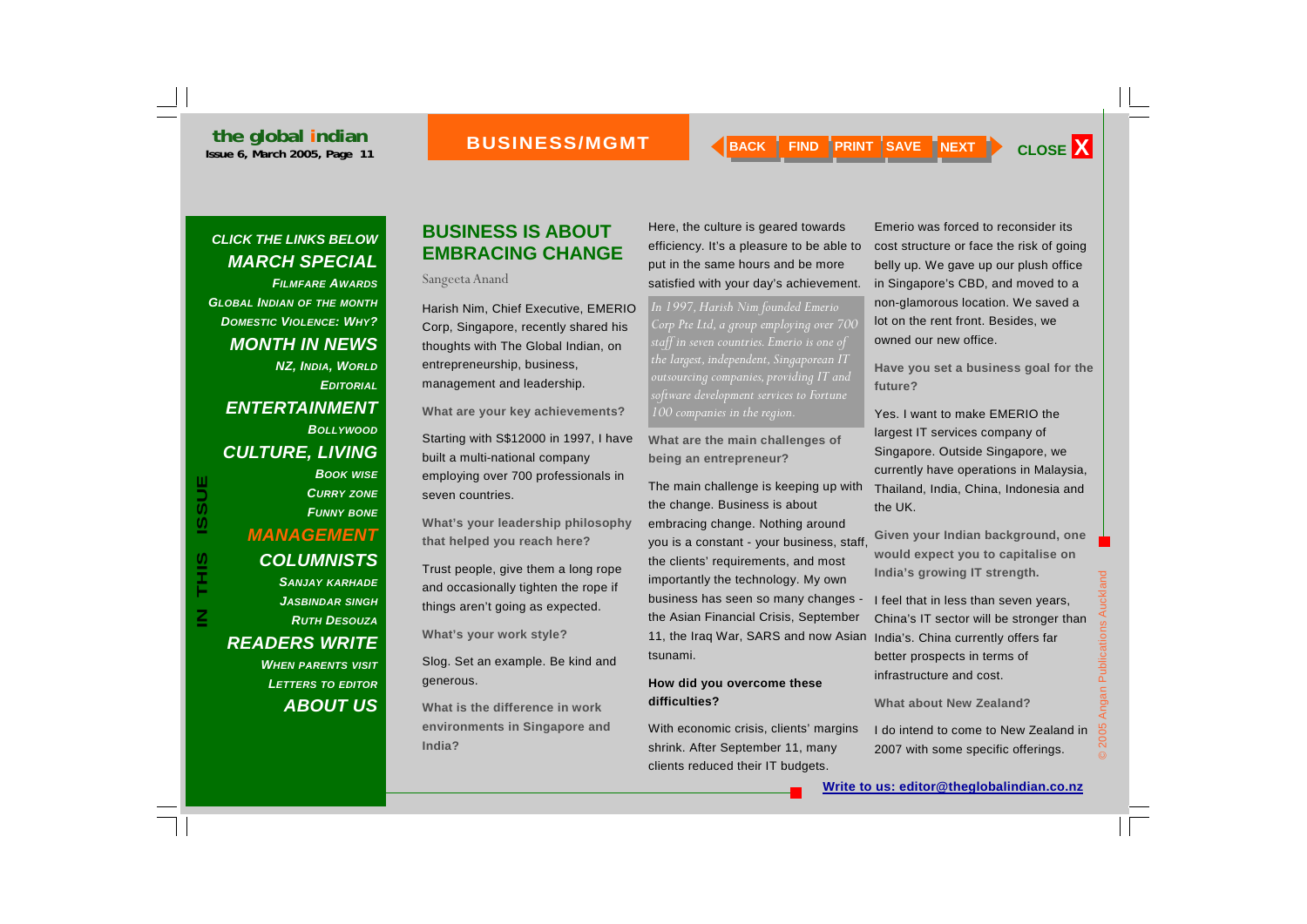## BUSINESS IS ABOUT EMBRACING CHANGE

Sangeeta Anand

Harish Nim, Chief Executive, EMERIO Corp, Singapore, recently shared his thoughts with The Global Indian, on entrepreneurship, business, management and leadership.

**What are your key achievements?**

Starting with S$12000 in 1997, I have built a multi-national company employing over 700 professionals in seven countries.

**What's your leadership philosophy that helped you reach here?**

Trust people, give them a long rope and occasionally tighten the rope if things aren't going as expected.

**What's your work style?**

Slog. Set an example. Be kind and generous.

**What is the difference in work environments in Singapore and India?**

Here, the culture is geared towards efficiency. It's a pleasure to be able to put in the same hours and be more satisfied with your day's achievement.

*In 1997, Harish Nim founded Emerio Corp Pte Ltd, a group employing over 700 staff in seven countries. Emerio is one of the largest, independent, Singaporean IT outsourcing companies, providing IT and software development services to Fortune 100 companies in the region.*

**What are the main challenges of being an entrepreneur?**

The main challenge is keeping up with the change. Business is about embracing change. Nothing around you is a constant - your business, staff, the clients' requirements, and most importantly the technology. My own business has seen so many changes - the Asian Financial Crisis, September 11, the Iraq War, SARS and now Asian tsunami.

**How did you overcome these difficulties?**

With economic crisis, clients' margins shrink. After September 11, many clients reduced their IT budgets. Emerio was forced to reconsider its cost structure or face the risk of going belly up. We gave up our plush office in Singapore's CBD, and moved to a non-glamorous location. We saved a lot on the rent front. Besides, we owned our new office.

**Have you set a business goal for the future?**

Yes. I want to make EMERIO the largest IT services company of Singapore. Outside Singapore, we currently have operations in Malaysia, Thailand, India, China, Indonesia and the UK.

**Given your Indian background, one would expect you to capitalise on India's growing IT strength.**

I feel that in less than seven years, China's IT sector will be stronger than India's. China currently offers far better prospects in terms of infrastructure and cost.

**What about New Zealand?**

I do intend to come to New Zealand in 2007 with some specific offerings.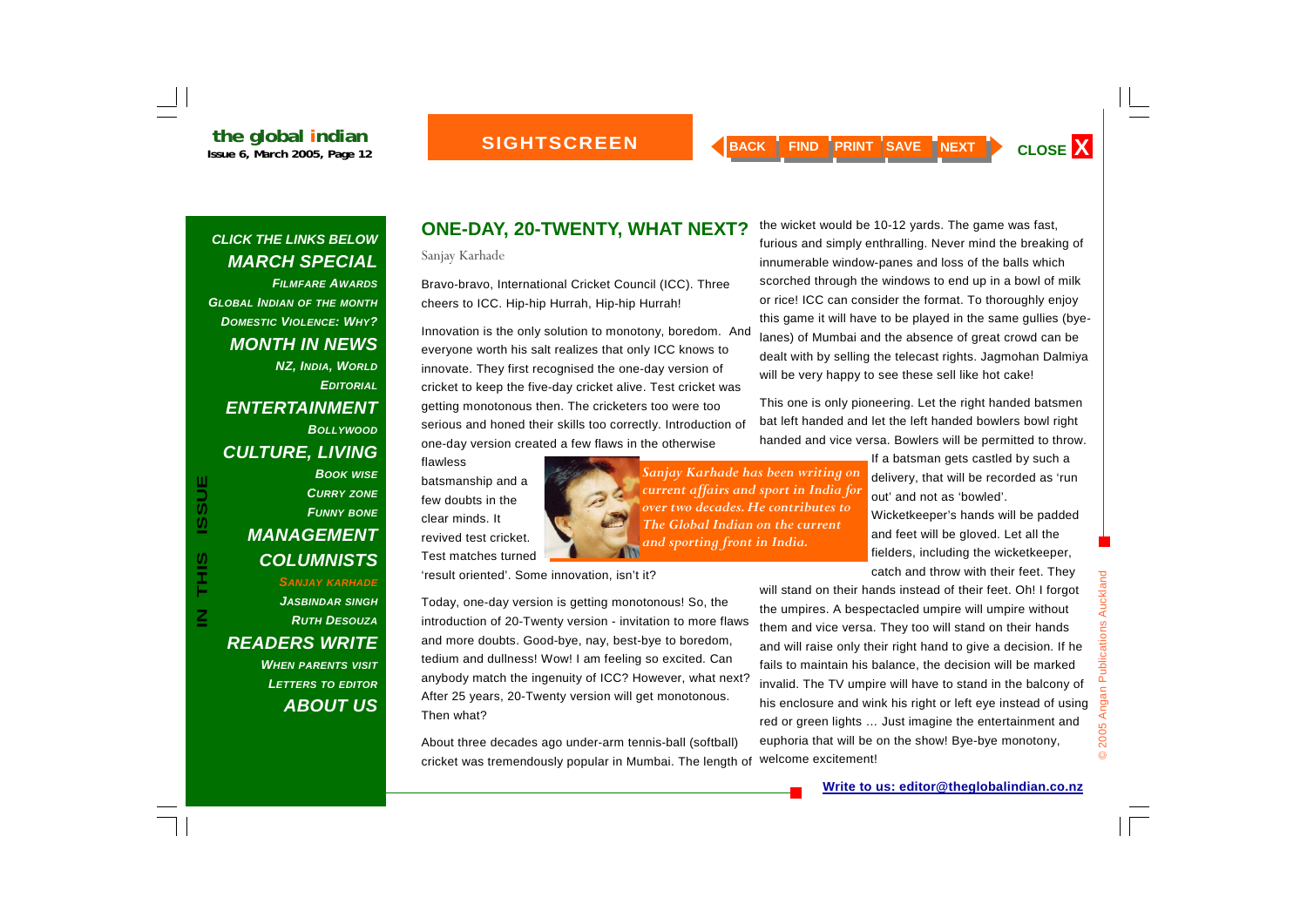## ONE-DAY, 20-TWENTY, WHAT NEXT?

Sanjay Karhade

Bravo-bravo, International Cricket Council (ICC). Three cheers to ICC. Hip-hip Hurrah, Hip-hip Hurrah!

Innovation is the only solution to monotony, boredom. And everyone worth his salt realizes that only ICC knows to innovate. They first recognised the one-day version of cricket to keep the five-day cricket alive. Test cricket was getting monotonous then. The cricketers too were too serious and honed their skills too correctly. Introduction of one-day version created a few flaws in the otherwise flawless batsmanship and a few doubts in the clear minds. It revived test cricket. Test matches turned 'result oriented'. Some innovation, isn't it?

*Sanjay Karhade has been writing on current affairs and sport in India for over two decades. He contributes to The Global Indian on the current and sporting front in India.*

Today, one-day version is getting monotonous! So, the introduction of 20-Twenty version - invitation to more flaws and more doubts. Good-bye, nay, best-bye to boredom, tedium and dullness! Wow! I am feeling so excited. Can anybody match the ingenuity of ICC? However, what next? After 25 years, 20-Twenty version will get monotonous. Then what?

About three decades ago under-arm tennis-ball (softball) cricket was tremendously popular in Mumbai. The length of the wicket would be 10-12 yards. The game was fast, furious and simply enthralling. Never mind the breaking of innumerable window-panes and loss of the balls which scorched through the windows to end up in a bowl of milk or rice! ICC can consider the format. To thoroughly enjoy this game it will have to be played in the same gullies (bye-lanes) of Mumbai and the absence of great crowd can be dealt with by selling the telecast rights. Jagmohan Dalmiya will be very happy to see these sell like hot cake!

This one is only pioneering. Let the right handed batsmen bat left handed and let the left handed bowlers bowl right handed and vice versa. Bowlers will be permitted to throw. If a batsman gets castled by such a delivery, that will be recorded as 'run out' and not as 'bowled'. Wicketkeeper's hands will be padded and feet will be gloved. Let all the fielders, including the wicketkeeper, catch and throw with their feet. They will stand on their hands instead of their feet. Oh! I forgot the umpires. A bespectacled umpire will umpire without them and vice versa. They too will stand on their hands and will raise only their right hand to give a decision. If he fails to maintain his balance, the decision will be marked invalid. The TV umpire will have to stand in the balcony of his enclosure and wink his right or left eye instead of using red or green lights … Just imagine the entertainment and euphoria that will be on the show! Bye-bye monotony, welcome excitement!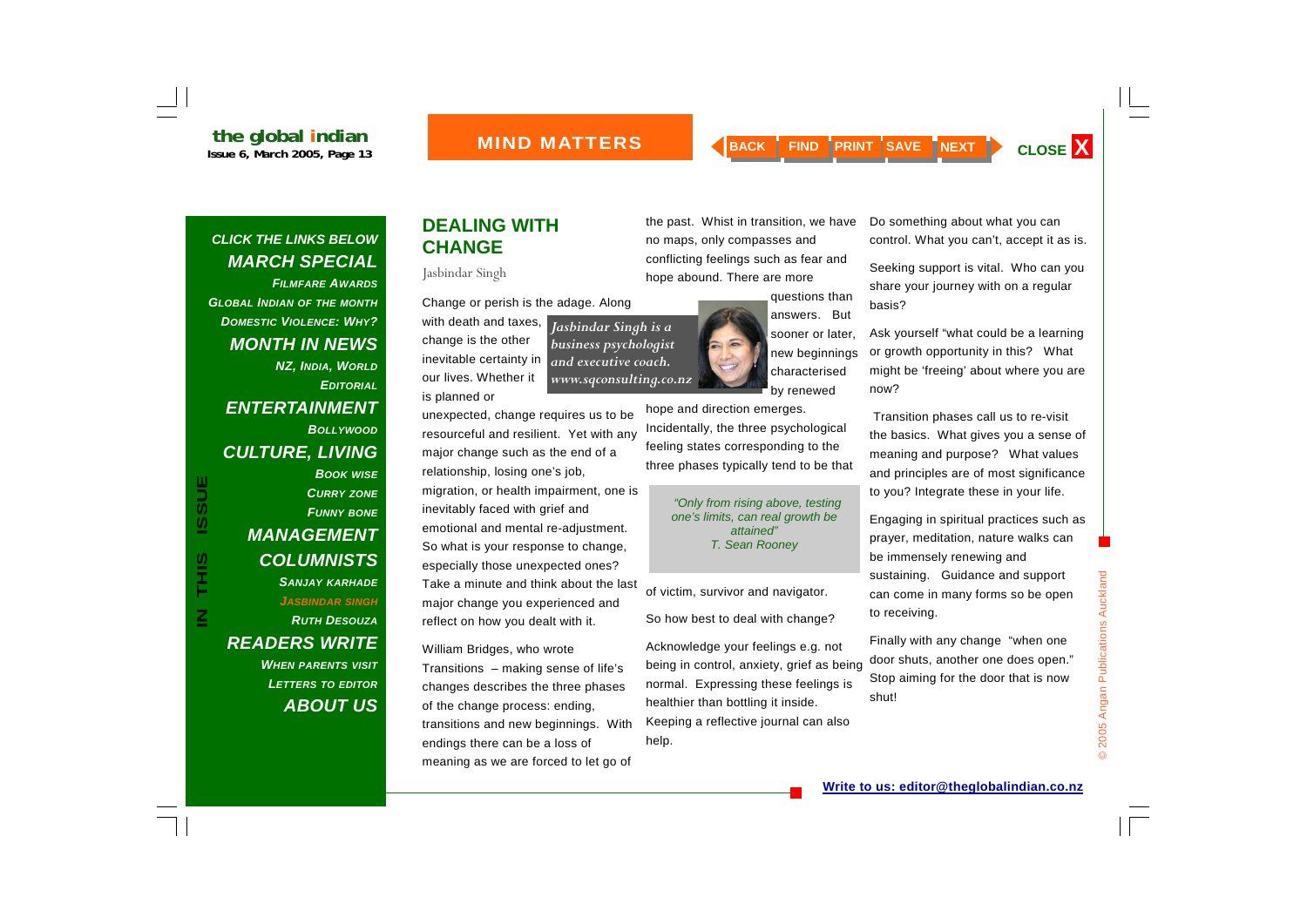## DEALING WITH CHANGE

Jasbindar Singh

Change or perish is the adage. Along with death and taxes, change is the other inevitable certainty in our lives. Whether it is planned or unexpected, change requires us to be resourceful and resilient. Yet with any major change such as the end of a relationship, losing one's job, migration, or health impairment, one is inevitably faced with grief and emotional and mental re-adjustment. So what is your response to change, especially those unexpected ones? Take a minute and think about the last major change you experienced and reflect on how you dealt with it.

*Jasbindar Singh is a business psychologist and executive coach. www.sqconsulting.co.nz*

William Bridges, who wrote Transitions – making sense of life's changes describes the three phases of the change process: ending, transitions and new beginnings. With endings there can be a loss of meaning as we are forced to let go of the past. Whist in transition, we have no maps, only compasses and conflicting feelings such as fear and hope abound. There are more questions than answers. But sooner or later, new beginnings characterised by renewed hope and direction emerges. Incidentally, the three psychological feeling states corresponding to the three phases typically tend to be that of victim, survivor and navigator.

> *"Only from rising above, testing one's limits, can real growth be attained"*
> *T. Sean Rooney*

So how best to deal with change?

Acknowledge your feelings e.g. not being in control, anxiety, grief as being normal. Expressing these feelings is healthier than bottling it inside. Keeping a reflective journal can also help.

Do something about what you can control. What you can't, accept it as is.

Seeking support is vital. Who can you share your journey with on a regular basis?

Ask yourself "what could be a learning or growth opportunity in this? What might be 'freeing' about where you are now?

Transition phases call us to re-visit the basics. What gives you a sense of meaning and purpose? What values and principles are of most significance to you? Integrate these in your life.

Engaging in spiritual practices such as prayer, meditation, nature walks can be immensely renewing and sustaining. Guidance and support can come in many forms so be open to receiving.

Finally with any change "when one door shuts, another one does open." Stop aiming for the door that is now shut!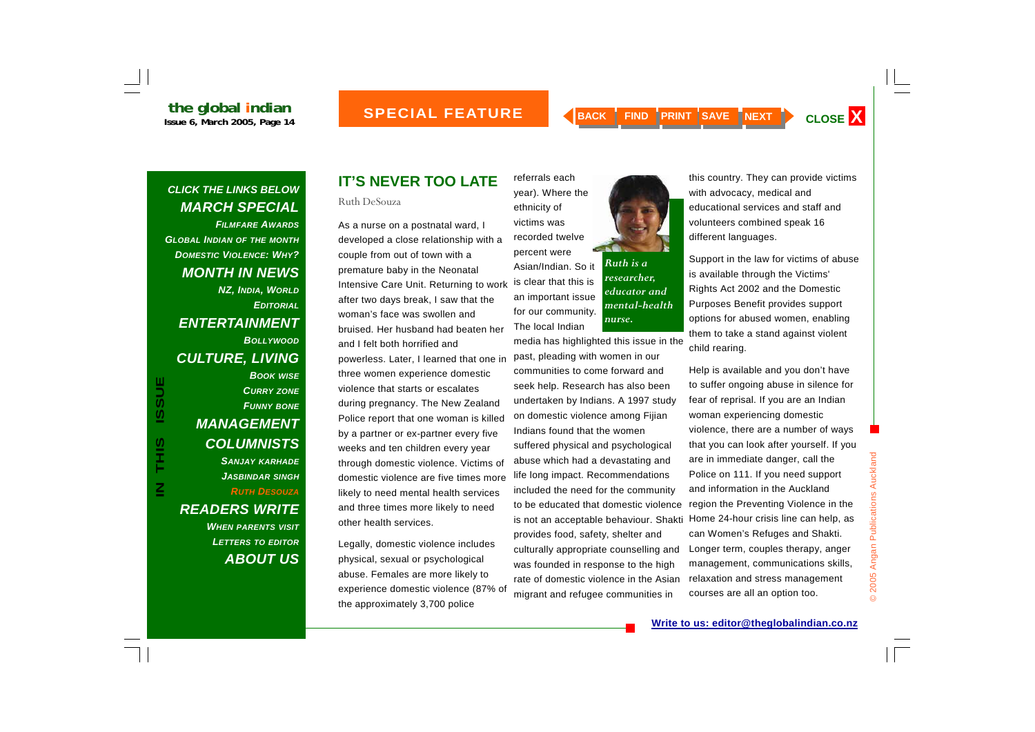## IT'S NEVER TOO LATE

Ruth DeSouza

As a nurse on a postnatal ward, I developed a close relationship with a couple from out of town with a premature baby in the Neonatal Intensive Care Unit. Returning to work after two days break, I saw that the woman's face was swollen and bruised. Her husband had beaten her and I felt both horrified and powerless. Later, I learned that one in three women experience domestic violence that starts or escalates during pregnancy. The New Zealand Police report that one woman is killed by a partner or ex-partner every five weeks and ten children every year through domestic violence. Victims of domestic violence are five times more likely to need mental health services and three times more likely to need other health services.

Legally, domestic violence includes physical, sexual or psychological abuse. Females are more likely to experience domestic violence (87% of the approximately 3,700 police referrals each year). Where the ethnicity of victims was recorded twelve percent were Asian/Indian. So it is clear that this is an important issue for our community. The local Indian media has highlighted this issue in the past, pleading with women in our communities to come forward and seek help. Research has also been undertaken by Indians. A 1997 study on domestic violence among Fijian Indians found that the women suffered physical and psychological abuse which had a devastating and life long impact. Recommendations included the need for the community to be educated that domestic violence is not an acceptable behaviour. Shakti provides food, safety, shelter and culturally appropriate counselling and was founded in response to the high rate of domestic violence in the Asian migrant and refugee communities in this country. They can provide victims with advocacy, medical and educational services and staff and volunteers combined speak 16 different languages.

*Ruth is a researcher, educator and mental-health nurse.*

Support in the law for victims of abuse is available through the Victims' Rights Act 2002 and the Domestic Purposes Benefit provides support options for abused women, enabling them to take a stand against violent child rearing.

Help is available and you don't have to suffer ongoing abuse in silence for fear of reprisal. If you are an Indian woman experiencing domestic violence, there are a number of ways that you can look after yourself. If you are in immediate danger, call the Police on 111. If you need support and information in the Auckland region the Preventing Violence in the Home 24-hour crisis line can help, as can Women's Refuges and Shakti. Longer term, couples therapy, anger management, communications skills, relaxation and stress management courses are all an option too.

**Write to us: editor@theglobalindian.co.nz**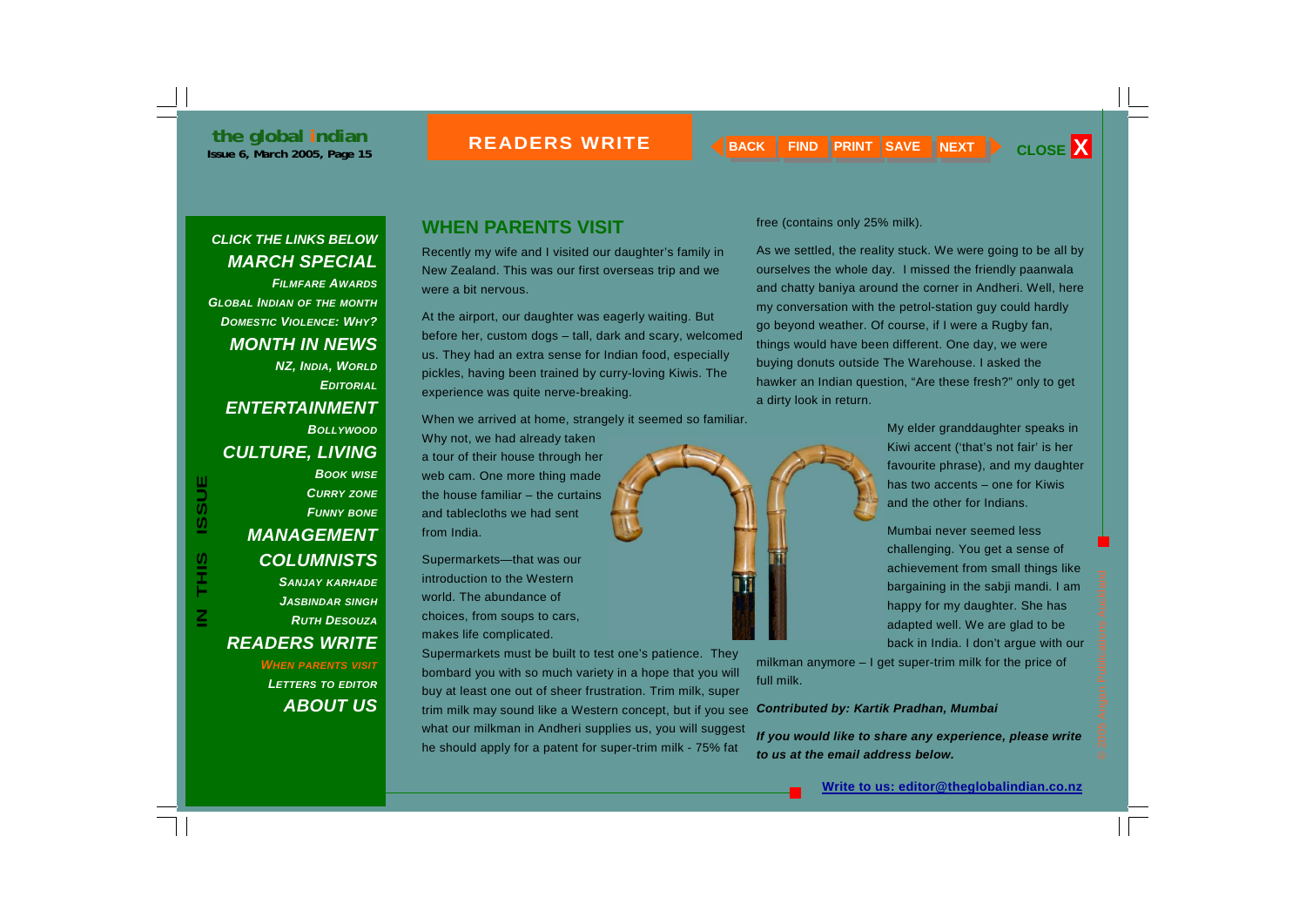## WHEN PARENTS VISIT

Recently my wife and I visited our daughter's family in New Zealand. This was our first overseas trip and we were a bit nervous.

At the airport, our daughter was eagerly waiting. But before her, custom dogs – tall, dark and scary, welcomed us. They had an extra sense for Indian food, especially pickles, having been trained by curry-loving Kiwis. The experience was quite nerve-breaking.

When we arrived at home, strangely it seemed so familiar. Why not, we had already taken a tour of their house through her web cam. One more thing made the house familiar – the curtains and tablecloths we had sent from India.

Supermarkets—that was our introduction to the Western world. The abundance of choices, from soups to cars, makes life complicated. Supermarkets must be built to test one's patience. They bombard you with so much variety in a hope that you will buy at least one out of sheer frustration. Trim milk, super trim milk may sound like a Western concept, but if you see what our milkman in Andheri supplies us, you will suggest he should apply for a patent for super-trim milk - 75% fat free (contains only 25% milk).

As we settled, the reality stuck. We were going to be all by ourselves the whole day. I missed the friendly paanwala and chatty baniya around the corner in Andheri. Well, here my conversation with the petrol-station guy could hardly go beyond weather. Of course, if I were a Rugby fan, things would have been different. One day, we were buying donuts outside The Warehouse. I asked the hawker an Indian question, "Are these fresh?" only to get a dirty look in return.

My elder granddaughter speaks in Kiwi accent ('that's not fair' is her favourite phrase), and my daughter has two accents – one for Kiwis and the other for Indians.

Mumbai never seemed less challenging. You get a sense of achievement from small things like bargaining in the sabji mandi. I am happy for my daughter. She has adapted well. We are glad to be back in India. I don't argue with our milkman anymore – I get super-trim milk for the price of full milk.

***Contributed by: Kartik Pradhan, Mumbai***

***If you would like to share any experience, please write to us at the email address below.***

Write to us: editor@theglobalindian.co.nz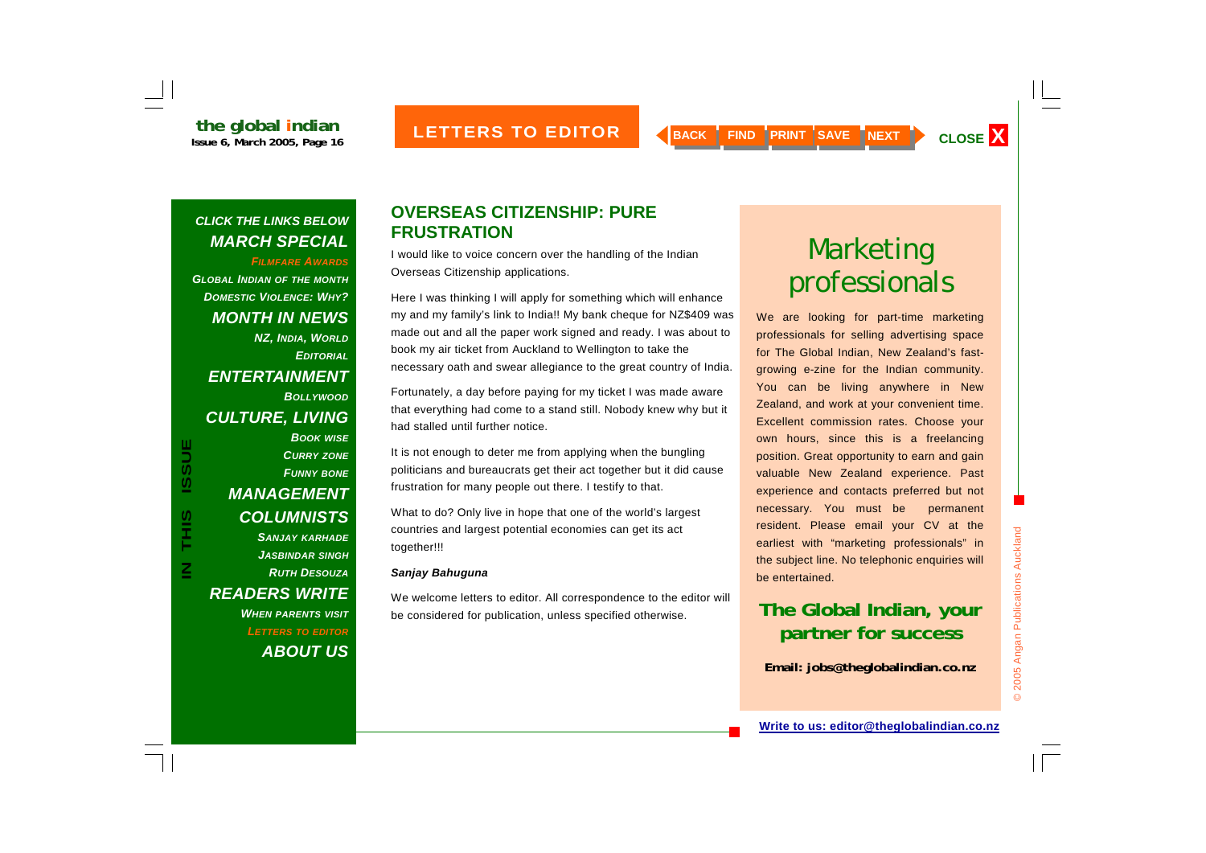# LETTERS TO EDITOR

**CLICK THE LINKS BELOW**

**MARCH SPECIAL**
- FILMFARE AWARDS
- GLOBAL INDIAN OF THE MONTH
- DOMESTIC VIOLENCE: WHY?

**MONTH IN NEWS**
- NZ, INDIA, WORLD
- EDITORIAL

**ENTERTAINMENT**
- BOLLYWOOD

**CULTURE, LIVING**
- BOOK WISE
- CURRY ZONE
- FUNNY BONE

**MANAGEMENT**

**COLUMNISTS**
- SANJAY KARHADE
- JASBINDAR SINGH
- RUTH DESOUZA

**READERS WRITE**
- WHEN PARENTS VISIT
- LETTERS TO EDITOR

**ABOUT US**

## OVERSEAS CITIZENSHIP: PURE FRUSTRATION

I would like to voice concern over the handling of the Indian Overseas Citizenship applications.

Here I was thinking I will apply for something which will enhance my and my family's link to India!! My bank cheque for NZ$409 was made out and all the paper work signed and ready. I was about to book my air ticket from Auckland to Wellington to take the necessary oath and swear allegiance to the great country of India.

Fortunately, a day before paying for my ticket I was made aware that everything had come to a stand still. Nobody knew why but it had stalled until further notice.

It is not enough to deter me from applying when the bungling politicians and bureaucrats get their act together but it did cause frustration for many people out there. I testify to that.

What to do? Only live in hope that one of the world's largest countries and largest potential economies can get its act together!!!

***Sanjay Bahuguna***

We welcome letters to editor. All correspondence to the editor will be considered for publication, unless specified otherwise.

## Marketing professionals

We are looking for part-time marketing professionals for selling advertising space for The Global Indian, New Zealand's fast-growing e-zine for the Indian community. You can be living anywhere in New Zealand, and work at your convenient time. Excellent commission rates. Choose your own hours, since this is a freelancing position. Great opportunity to earn and gain valuable New Zealand experience. Past experience and contacts preferred but not necessary. You must be permanent resident. Please email your CV at the earliest with "marketing professionals" in the subject line. No telephonic enquiries will be entertained.

**The Global Indian, your partner for success**

**Email: jobs@theglobalindian.co.nz**

**Write to us: editor@theglobalindian.co.nz**

© 2005 Angan Publications Auckland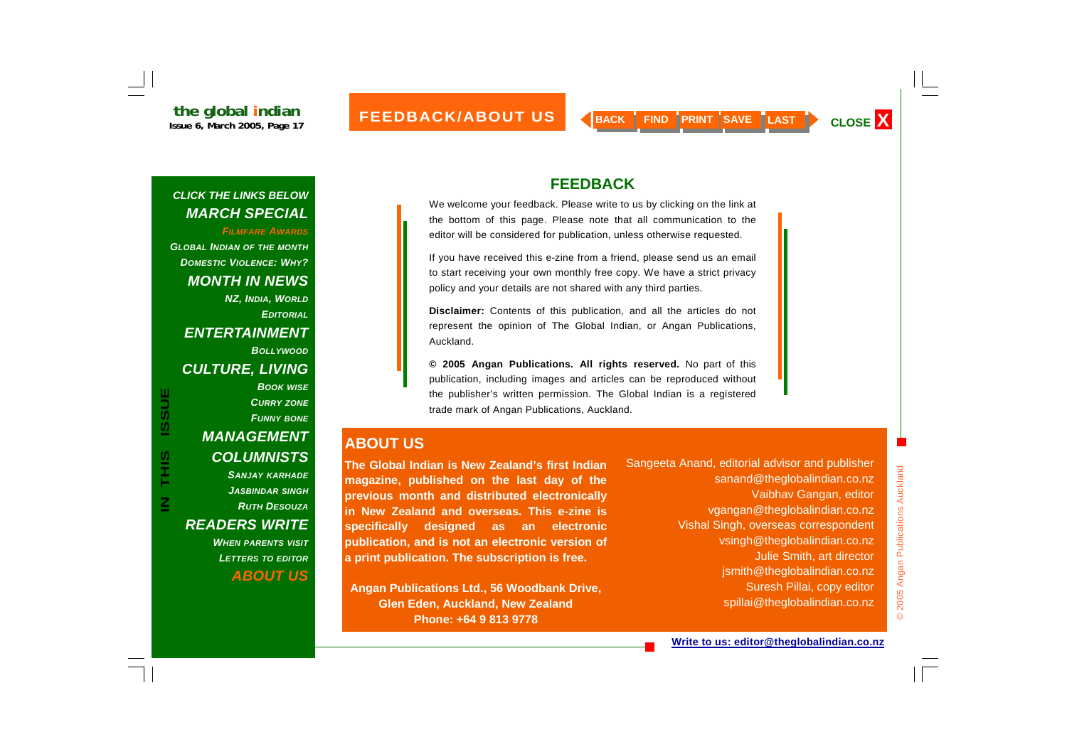## FEEDBACK/ABOUT US

BACK FIND PRINT SAVE LAST CLOSE X

*CLICK THE LINKS BELOW*

*MARCH SPECIAL*

*FILMFARE AWARDS*

*GLOBAL INDIAN OF THE MONTH*

*DOMESTIC VIOLENCE: WHY?*

*MONTH IN NEWS*

*NZ, INDIA, WORLD*

*EDITORIAL*

*ENTERTAINMENT*

*BOLLYWOOD*

*CULTURE, LIVING*

*BOOK WISE*

*CURRY ZONE*

*FUNNY BONE*

*MANAGEMENT*

*COLUMNISTS*

*SANJAY KARHADE*

*JASBINDAR SINGH*

*RUTH DESOUZA*

*READERS WRITE*

*WHEN PARENTS VISIT*

*LETTERS TO EDITOR*

*ABOUT US*

**IN THIS ISSUE**

## FEEDBACK

We welcome your feedback. Please write to us by clicking on the link at the bottom of this page. Please note that all communication to the editor will be considered for publication, unless otherwise requested.

If you have received this e-zine from a friend, please send us an email to start receiving your own monthly free copy. We have a strict privacy policy and your details are not shared with any third parties.

**Disclaimer:** Contents of this publication, and all the articles do not represent the opinion of The Global Indian, or Angan Publications, Auckland.

**© 2005 Angan Publications. All rights reserved.** No part of this publication, including images and articles can be reproduced without the publisher's written permission. The Global Indian is a registered trade mark of Angan Publications, Auckland.

## ABOUT US

**The Global Indian is New Zealand's first Indian magazine, published on the last day of the previous month and distributed electronically in New Zealand and overseas. This e-zine is specifically designed as an electronic publication, and is not an electronic version of a print publication. The subscription is free.**

**Angan Publications Ltd., 56 Woodbank Drive, Glen Eden, Auckland, New Zealand**
**Phone: +64 9 813 9778**

Sangeeta Anand, editorial advisor and publisher
sanand@theglobalindian.co.nz
Vaibhav Gangan, editor
vgangan@theglobalindian.co.nz
Vishal Singh, overseas correspondent
vsingh@theglobalindian.co.nz
Julie Smith, art director
jsmith@theglobalindian.co.nz
Suresh Pillai, copy editor
spillai@theglobalindian.co.nz

**Write to us: editor@theglobalindian.co.nz**

© 2005 Angan Publications Auckland